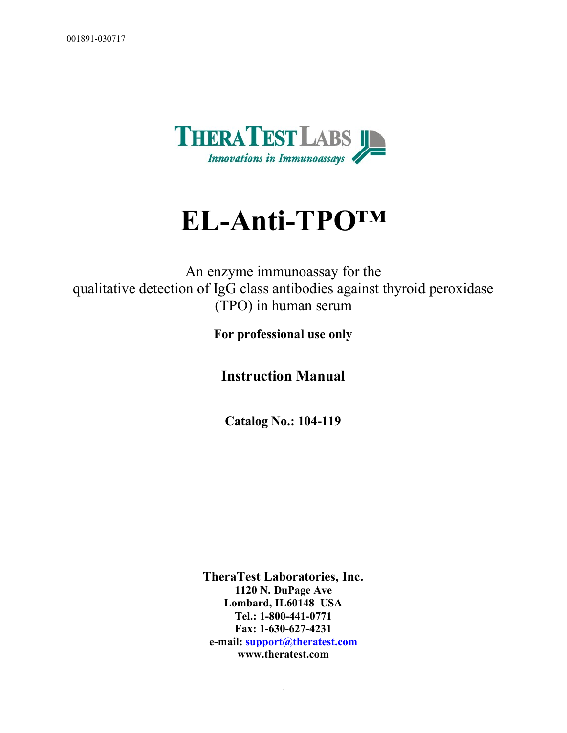001891-030717

**THERATEST LABS**

*Innovations in Immunoassays*

# EL-Anti-TPO™

An enzyme immunoassay for the qualitative detection of IgG class antibodies against thyroid peroxidase (TPO) in human serum

**For professional use only**

## Instruction Manual

**Catalog No.: 104-119**

**TheraTest Laboratories, Inc.**
**1120 N. DuPage Ave**
**Lombard, IL60148 USA**
**Tel.: 1-800-441-0771**
**Fax: 1-630-627-4231**
**e-mail: support@theratest.com**
**www.theratest.com**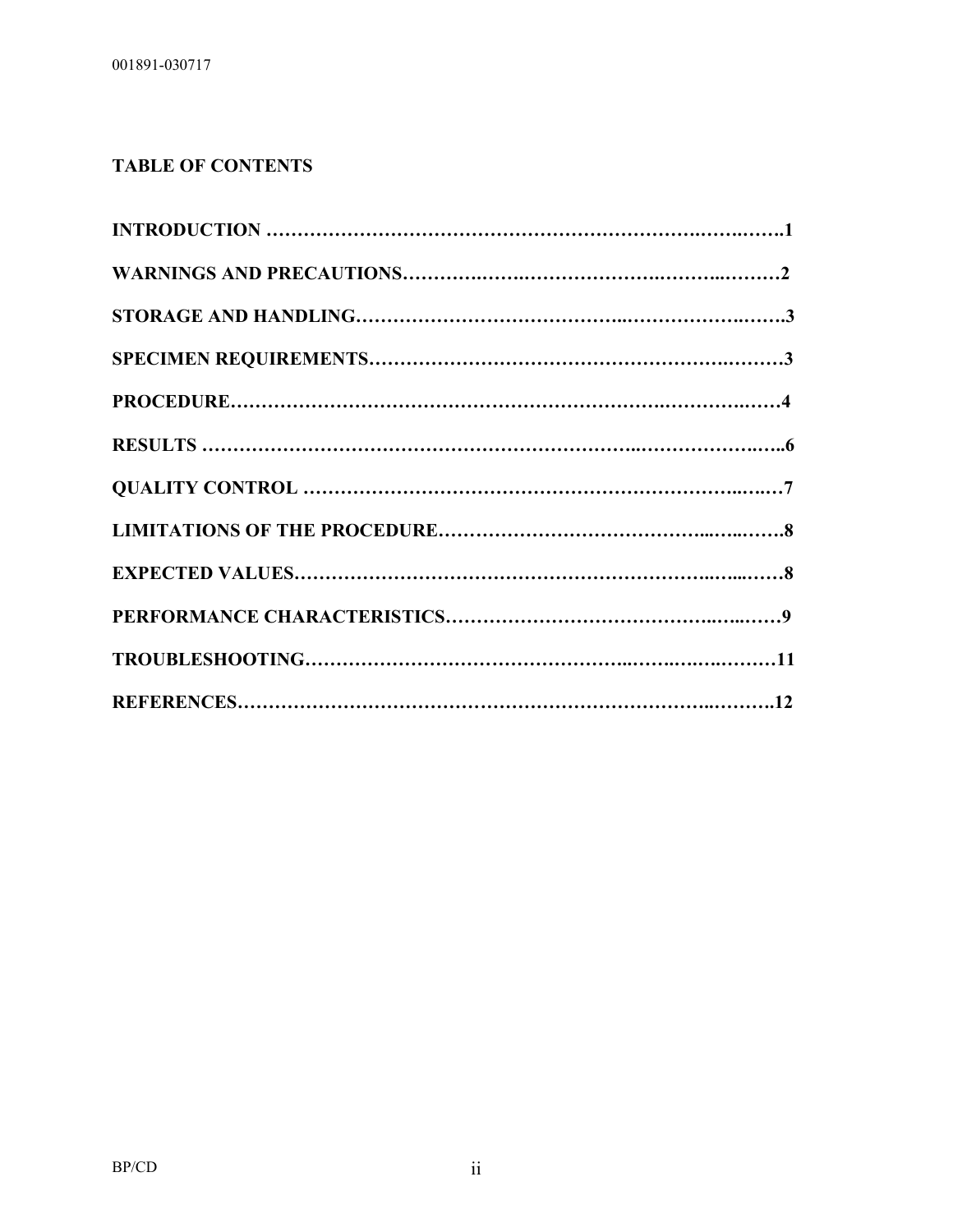## TABLE OF CONTENTS

**INTRODUCTION ……………………………………………………………………….1**

**WARNINGS AND PRECAUTIONS…………………………………………………2**

**STORAGE AND HANDLING………………………………………………………….3**

**SPECIMEN REQUIREMENTS……………………………………………………….3**

**PROCEDURE………………………………………………………………………….4**

**RESULTS ……………………………………………………………………………..6**

**QUALITY CONTROL ………………………………………………………………..7**

**LIMITATIONS OF THE PROCEDURE…………………………………………….8**

**EXPECTED VALUES…………………………………………………………………8**

**PERFORMANCE CHARACTERISTICS……………………………………………9**

**TROUBLESHOOTING………………………………………………………………11**

**REFERENCES………………………………………………………………………..12**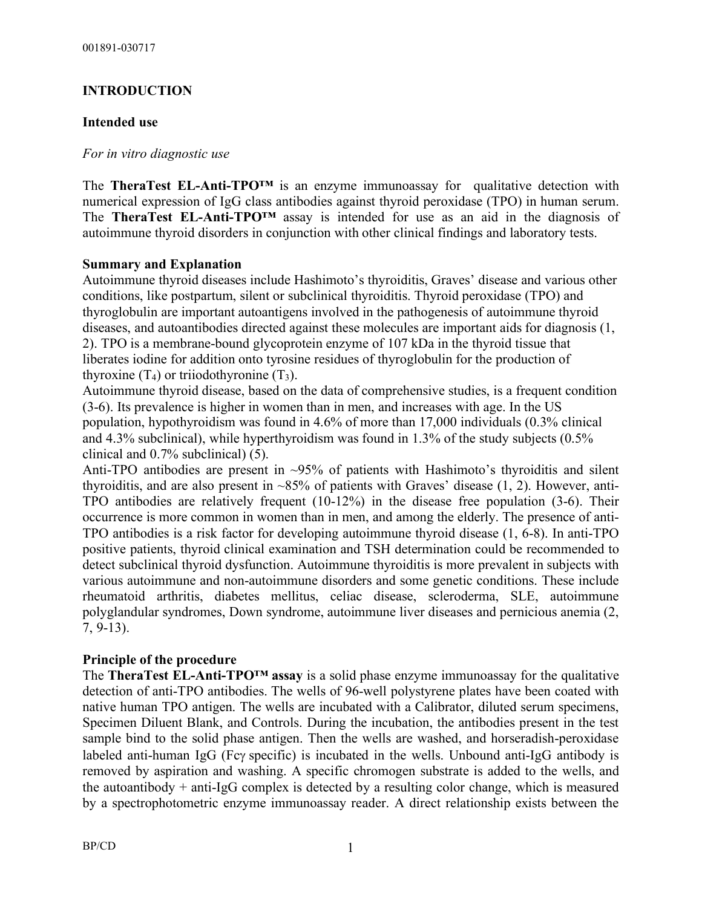## INTRODUCTION

### Intended use

*For in vitro diagnostic use*

The **TheraTest EL-Anti-TPO™** is an enzyme immunoassay for qualitative detection with numerical expression of IgG class antibodies against thyroid peroxidase (TPO) in human serum. The **TheraTest EL-Anti-TPO™** assay is intended for use as an aid in the diagnosis of autoimmune thyroid disorders in conjunction with other clinical findings and laboratory tests.

### Summary and Explanation

Autoimmune thyroid diseases include Hashimoto's thyroiditis, Graves' disease and various other conditions, like postpartum, silent or subclinical thyroiditis. Thyroid peroxidase (TPO) and thyroglobulin are important autoantigens involved in the pathogenesis of autoimmune thyroid diseases, and autoantibodies directed against these molecules are important aids for diagnosis (1, 2). TPO is a membrane-bound glycoprotein enzyme of 107 kDa in the thyroid tissue that liberates iodine for addition onto tyrosine residues of thyroglobulin for the production of thyroxine ($T_4$) or triiodothyronine ($T_3$).

Autoimmune thyroid disease, based on the data of comprehensive studies, is a frequent condition (3-6). Its prevalence is higher in women than in men, and increases with age. In the US population, hypothyroidism was found in 4.6% of more than 17,000 individuals (0.3% clinical and 4.3% subclinical), while hyperthyroidism was found in 1.3% of the study subjects (0.5% clinical and 0.7% subclinical) (5).

Anti-TPO antibodies are present in ~95% of patients with Hashimoto's thyroiditis and silent thyroiditis, and are also present in ~85% of patients with Graves' disease (1, 2). However, anti-TPO antibodies are relatively frequent (10-12%) in the disease free population (3-6). Their occurrence is more common in women than in men, and among the elderly. The presence of anti-TPO antibodies is a risk factor for developing autoimmune thyroid disease (1, 6-8). In anti-TPO positive patients, thyroid clinical examination and TSH determination could be recommended to detect subclinical thyroid dysfunction. Autoimmune thyroiditis is more prevalent in subjects with various autoimmune and non-autoimmune disorders and some genetic conditions. These include rheumatoid arthritis, diabetes mellitus, celiac disease, scleroderma, SLE, autoimmune polyglandular syndromes, Down syndrome, autoimmune liver diseases and pernicious anemia (2, 7, 9-13).

### Principle of the procedure

The **TheraTest EL-Anti-TPO™ assay** is a solid phase enzyme immunoassay for the qualitative detection of anti-TPO antibodies. The wells of 96-well polystyrene plates have been coated with native human TPO antigen. The wells are incubated with a Calibrator, diluted serum specimens, Specimen Diluent Blank, and Controls. During the incubation, the antibodies present in the test sample bind to the solid phase antigen. Then the wells are washed, and horseradish-peroxidase labeled anti-human IgG (Fcγ specific) is incubated in the wells. Unbound anti-IgG antibody is removed by aspiration and washing. A specific chromogen substrate is added to the wells, and the autoantibody + anti-IgG complex is detected by a resulting color change, which is measured by a spectrophotometric enzyme immunoassay reader. A direct relationship exists between the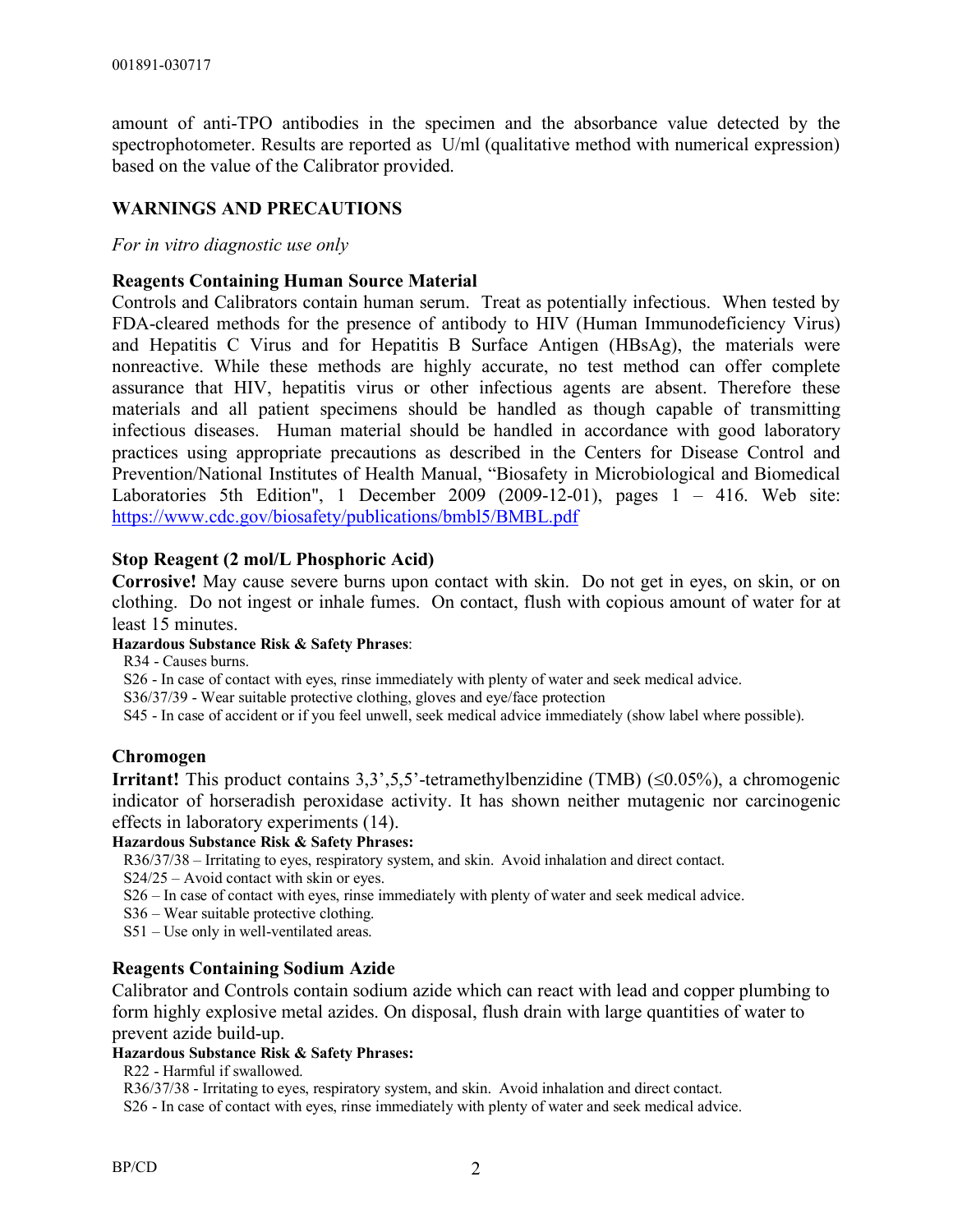amount of anti-TPO antibodies in the specimen and the absorbance value detected by the spectrophotometer. Results are reported as U/ml (qualitative method with numerical expression) based on the value of the Calibrator provided.

## WARNINGS AND PRECAUTIONS

*For in vitro diagnostic use only*

### Reagents Containing Human Source Material

Controls and Calibrators contain human serum. Treat as potentially infectious. When tested by FDA-cleared methods for the presence of antibody to HIV (Human Immunodeficiency Virus) and Hepatitis C Virus and for Hepatitis B Surface Antigen (HBsAg), the materials were nonreactive. While these methods are highly accurate, no test method can offer complete assurance that HIV, hepatitis virus or other infectious agents are absent. Therefore these materials and all patient specimens should be handled as though capable of transmitting infectious diseases. Human material should be handled in accordance with good laboratory practices using appropriate precautions as described in the Centers for Disease Control and Prevention/National Institutes of Health Manual, "Biosafety in Microbiological and Biomedical Laboratories 5th Edition", 1 December 2009 (2009-12-01), pages 1 – 416. Web site: https://www.cdc.gov/biosafety/publications/bmbl5/BMBL.pdf

### Stop Reagent (2 mol/L Phosphoric Acid)

**Corrosive!** May cause severe burns upon contact with skin. Do not get in eyes, on skin, or on clothing. Do not ingest or inhale fumes. On contact, flush with copious amount of water for at least 15 minutes.

**Hazardous Substance Risk & Safety Phrases**:

R34 - Causes burns.
S26 - In case of contact with eyes, rinse immediately with plenty of water and seek medical advice.
S36/37/39 - Wear suitable protective clothing, gloves and eye/face protection
S45 - In case of accident or if you feel unwell, seek medical advice immediately (show label where possible).

### Chromogen

**Irritant!** This product contains 3,3',5,5'-tetramethylbenzidine (TMB) ($\leq$0.05%), a chromogenic indicator of horseradish peroxidase activity. It has shown neither mutagenic nor carcinogenic effects in laboratory experiments (14).

**Hazardous Substance Risk & Safety Phrases:**

R36/37/38 – Irritating to eyes, respiratory system, and skin. Avoid inhalation and direct contact.
S24/25 – Avoid contact with skin or eyes.
S26 – In case of contact with eyes, rinse immediately with plenty of water and seek medical advice.
S36 – Wear suitable protective clothing.
S51 – Use only in well-ventilated areas.

### Reagents Containing Sodium Azide

Calibrator and Controls contain sodium azide which can react with lead and copper plumbing to form highly explosive metal azides. On disposal, flush drain with large quantities of water to prevent azide build-up.

**Hazardous Substance Risk & Safety Phrases:**

R22 - Harmful if swallowed.
R36/37/38 - Irritating to eyes, respiratory system, and skin. Avoid inhalation and direct contact.
S26 - In case of contact with eyes, rinse immediately with plenty of water and seek medical advice.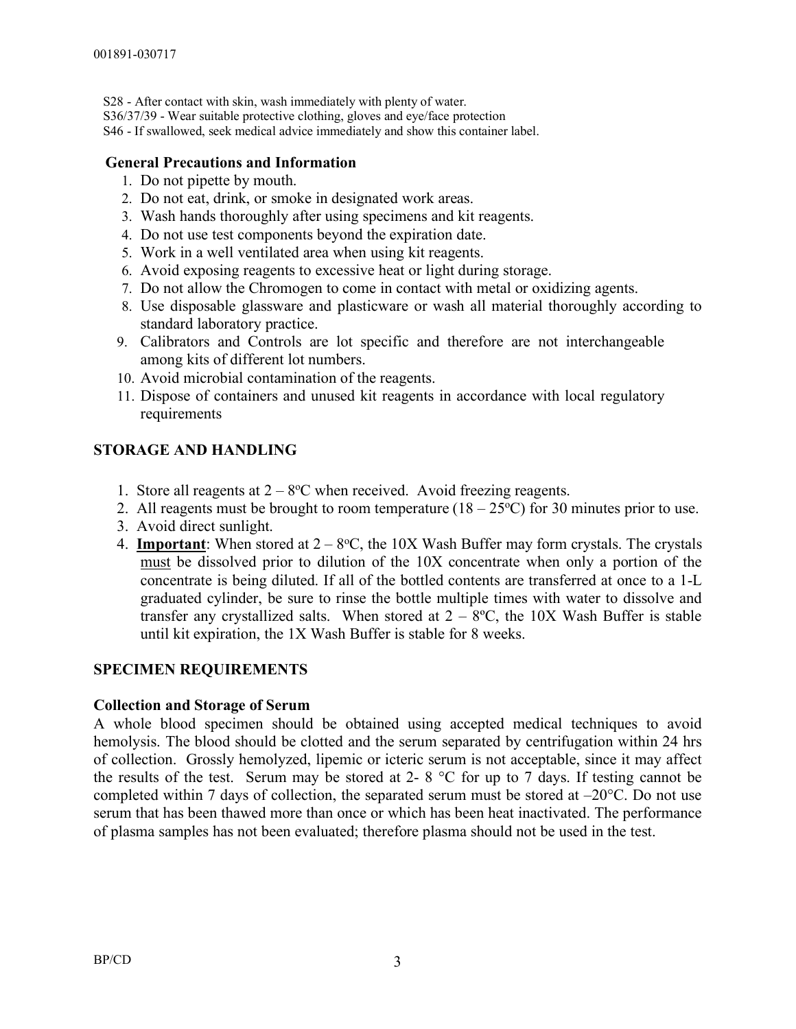S28 - After contact with skin, wash immediately with plenty of water.
S36/37/39 - Wear suitable protective clothing, gloves and eye/face protection
S46 - If swallowed, seek medical advice immediately and show this container label.

### General Precautions and Information

1. Do not pipette by mouth.
2. Do not eat, drink, or smoke in designated work areas.
3. Wash hands thoroughly after using specimens and kit reagents.
4. Do not use test components beyond the expiration date.
5. Work in a well ventilated area when using kit reagents.
6. Avoid exposing reagents to excessive heat or light during storage.
7. Do not allow the Chromogen to come in contact with metal or oxidizing agents.
8. Use disposable glassware and plasticware or wash all material thoroughly according to standard laboratory practice.
9. Calibrators and Controls are lot specific and therefore are not interchangeable among kits of different lot numbers.
10. Avoid microbial contamination of the reagents.
11. Dispose of containers and unused kit reagents in accordance with local regulatory requirements

## STORAGE AND HANDLING

1. Store all reagents at 2 – 8ºC when received. Avoid freezing reagents.
2. All reagents must be brought to room temperature (18 – 25ºC) for 30 minutes prior to use.
3. Avoid direct sunlight.
4. **Important**: When stored at 2 – 8ºC, the 10X Wash Buffer may form crystals. The crystals must be dissolved prior to dilution of the 10X concentrate when only a portion of the concentrate is being diluted. If all of the bottled contents are transferred at once to a 1-L graduated cylinder, be sure to rinse the bottle multiple times with water to dissolve and transfer any crystallized salts. When stored at 2 – 8ºC, the 10X Wash Buffer is stable until kit expiration, the 1X Wash Buffer is stable for 8 weeks.

## SPECIMEN REQUIREMENTS

### Collection and Storage of Serum

A whole blood specimen should be obtained using accepted medical techniques to avoid hemolysis. The blood should be clotted and the serum separated by centrifugation within 24 hrs of collection. Grossly hemolyzed, lipemic or icteric serum is not acceptable, since it may affect the results of the test. Serum may be stored at 2- 8 °C for up to 7 days. If testing cannot be completed within 7 days of collection, the separated serum must be stored at –20°C. Do not use serum that has been thawed more than once or which has been heat inactivated. The performance of plasma samples has not been evaluated; therefore plasma should not be used in the test.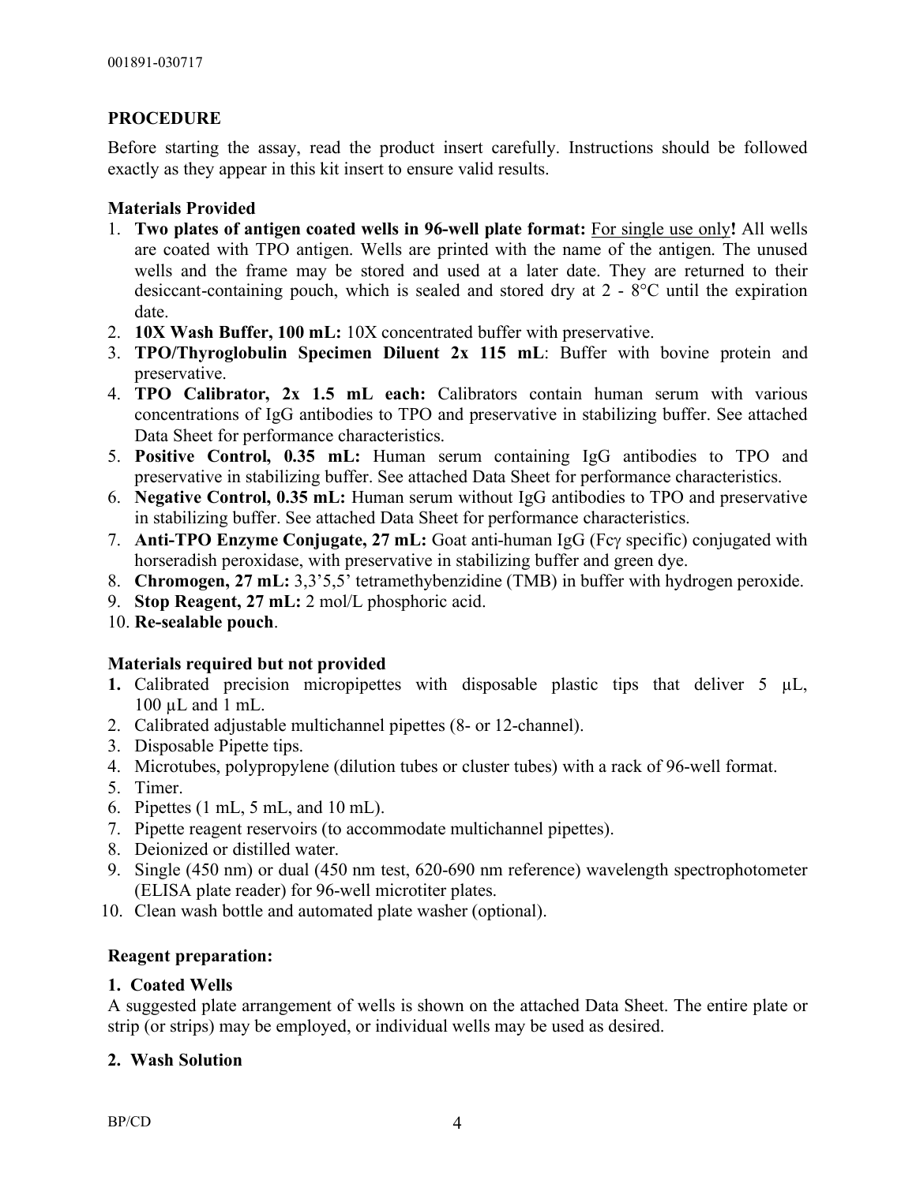## PROCEDURE

Before starting the assay, read the product insert carefully. Instructions should be followed exactly as they appear in this kit insert to ensure valid results.

### Materials Provided

1. **Two plates of antigen coated wells in 96-well plate format:** For single use only**!** All wells are coated with TPO antigen. Wells are printed with the name of the antigen. The unused wells and the frame may be stored and used at a later date. They are returned to their desiccant-containing pouch, which is sealed and stored dry at 2 - 8°C until the expiration date.
2. **10X Wash Buffer, 100 mL:** 10X concentrated buffer with preservative.
3. **TPO/Thyroglobulin Specimen Diluent 2x 115 mL**: Buffer with bovine protein and preservative.
4. **TPO Calibrator, 2x 1.5 mL each:** Calibrators contain human serum with various concentrations of IgG antibodies to TPO and preservative in stabilizing buffer. See attached Data Sheet for performance characteristics.
5. **Positive Control, 0.35 mL:** Human serum containing IgG antibodies to TPO and preservative in stabilizing buffer. See attached Data Sheet for performance characteristics.
6. **Negative Control, 0.35 mL:** Human serum without IgG antibodies to TPO and preservative in stabilizing buffer. See attached Data Sheet for performance characteristics.
7. **Anti-TPO Enzyme Conjugate, 27 mL:** Goat anti-human IgG (Fcγ specific) conjugated with horseradish peroxidase, with preservative in stabilizing buffer and green dye.
8. **Chromogen, 27 mL:** 3,3'5,5' tetramethybenzidine (TMB) in buffer with hydrogen peroxide.
9. **Stop Reagent, 27 mL:** 2 mol/L phosphoric acid.
10. **Re-sealable pouch**.

### Materials required but not provided

1. Calibrated precision micropipettes with disposable plastic tips that deliver 5 µL, 100 µL and 1 mL.
2. Calibrated adjustable multichannel pipettes (8- or 12-channel).
3. Disposable Pipette tips.
4. Microtubes, polypropylene (dilution tubes or cluster tubes) with a rack of 96-well format.
5. Timer.
6. Pipettes (1 mL, 5 mL, and 10 mL).
7. Pipette reagent reservoirs (to accommodate multichannel pipettes).
8. Deionized or distilled water.
9. Single (450 nm) or dual (450 nm test, 620-690 nm reference) wavelength spectrophotometer (ELISA plate reader) for 96-well microtiter plates.
10. Clean wash bottle and automated plate washer (optional).

### Reagent preparation:

#### 1. Coated Wells

A suggested plate arrangement of wells is shown on the attached Data Sheet. The entire plate or strip (or strips) may be employed, or individual wells may be used as desired.

#### 2. Wash Solution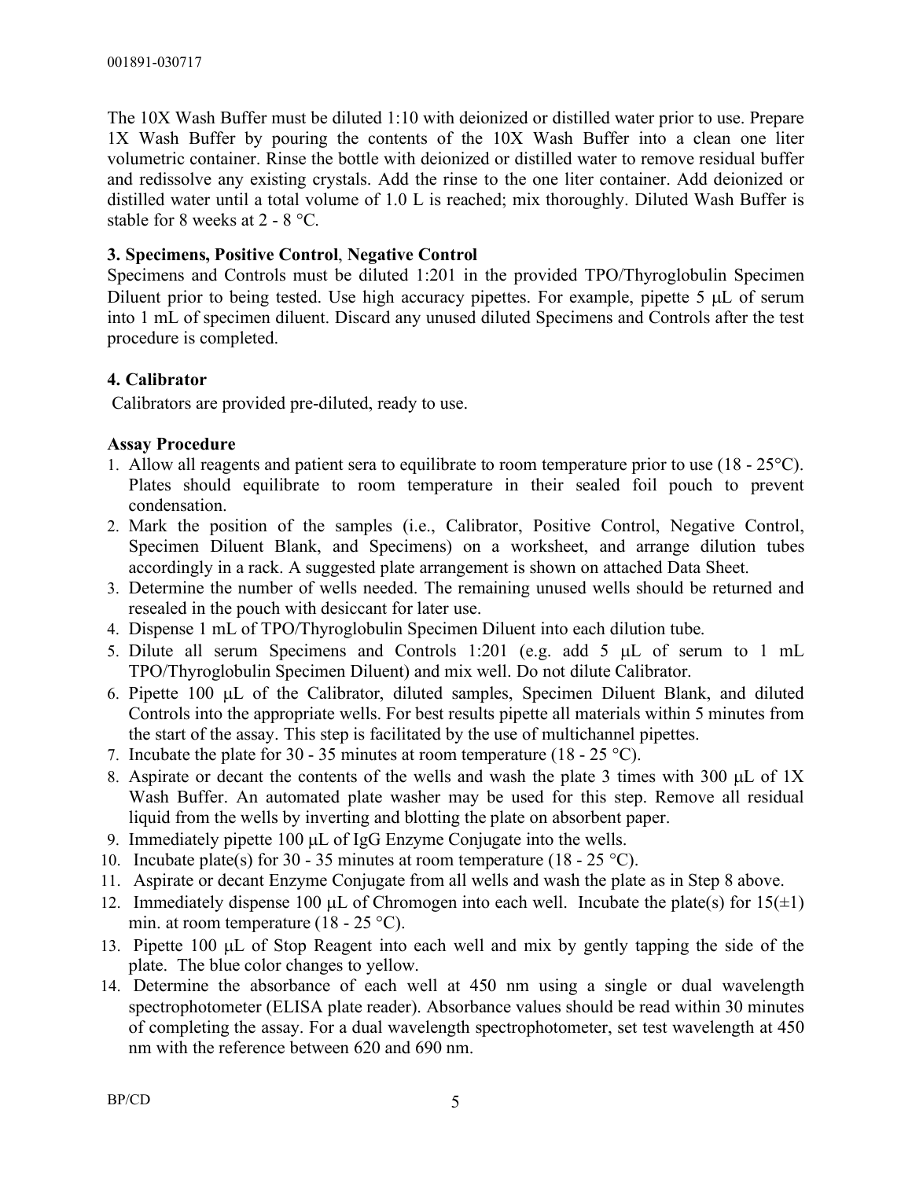The 10X Wash Buffer must be diluted 1:10 with deionized or distilled water prior to use. Prepare 1X Wash Buffer by pouring the contents of the 10X Wash Buffer into a clean one liter volumetric container. Rinse the bottle with deionized or distilled water to remove residual buffer and redissolve any existing crystals. Add the rinse to the one liter container. Add deionized or distilled water until a total volume of 1.0 L is reached; mix thoroughly. Diluted Wash Buffer is stable for 8 weeks at 2 - 8 °C.

**3. Specimens, Positive Control, Negative Control**

Specimens and Controls must be diluted 1:201 in the provided TPO/Thyroglobulin Specimen Diluent prior to being tested. Use high accuracy pipettes. For example, pipette 5 μL of serum into 1 mL of specimen diluent. Discard any unused diluted Specimens and Controls after the test procedure is completed.

**4. Calibrator**

Calibrators are provided pre-diluted, ready to use.

**Assay Procedure**

1. Allow all reagents and patient sera to equilibrate to room temperature prior to use (18 - 25°C). Plates should equilibrate to room temperature in their sealed foil pouch to prevent condensation.
2. Mark the position of the samples (i.e., Calibrator, Positive Control, Negative Control, Specimen Diluent Blank, and Specimens) on a worksheet, and arrange dilution tubes accordingly in a rack. A suggested plate arrangement is shown on attached Data Sheet.
3. Determine the number of wells needed. The remaining unused wells should be returned and resealed in the pouch with desiccant for later use.
4. Dispense 1 mL of TPO/Thyroglobulin Specimen Diluent into each dilution tube.
5. Dilute all serum Specimens and Controls 1:201 (e.g. add 5 μL of serum to 1 mL TPO/Thyroglobulin Specimen Diluent) and mix well. Do not dilute Calibrator.
6. Pipette 100 μL of the Calibrator, diluted samples, Specimen Diluent Blank, and diluted Controls into the appropriate wells. For best results pipette all materials within 5 minutes from the start of the assay. This step is facilitated by the use of multichannel pipettes.
7. Incubate the plate for 30 - 35 minutes at room temperature (18 - 25 °C).
8. Aspirate or decant the contents of the wells and wash the plate 3 times with 300 μL of 1X Wash Buffer. An automated plate washer may be used for this step. Remove all residual liquid from the wells by inverting and blotting the plate on absorbent paper.
9. Immediately pipette 100 μL of IgG Enzyme Conjugate into the wells.
10. Incubate plate(s) for 30 - 35 minutes at room temperature (18 - 25 °C).
11. Aspirate or decant Enzyme Conjugate from all wells and wash the plate as in Step 8 above.
12. Immediately dispense 100 μL of Chromogen into each well. Incubate the plate(s) for 15(±1) min. at room temperature (18 - 25 °C).
13. Pipette 100 μL of Stop Reagent into each well and mix by gently tapping the side of the plate. The blue color changes to yellow.
14. Determine the absorbance of each well at 450 nm using a single or dual wavelength spectrophotometer (ELISA plate reader). Absorbance values should be read within 30 minutes of completing the assay. For a dual wavelength spectrophotometer, set test wavelength at 450 nm with the reference between 620 and 690 nm.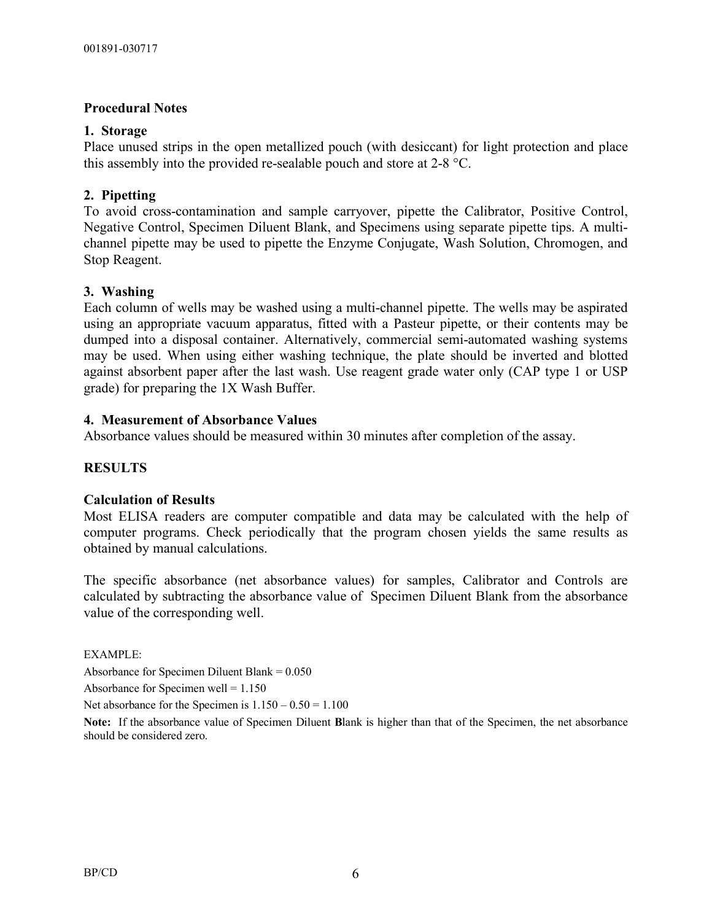## Procedural Notes

### 1. Storage

Place unused strips in the open metallized pouch (with desiccant) for light protection and place this assembly into the provided re-sealable pouch and store at 2-8 °C.

### 2. Pipetting

To avoid cross-contamination and sample carryover, pipette the Calibrator, Positive Control, Negative Control, Specimen Diluent Blank, and Specimens using separate pipette tips. A multi-channel pipette may be used to pipette the Enzyme Conjugate, Wash Solution, Chromogen, and Stop Reagent.

### 3. Washing

Each column of wells may be washed using a multi-channel pipette. The wells may be aspirated using an appropriate vacuum apparatus, fitted with a Pasteur pipette, or their contents may be dumped into a disposal container. Alternatively, commercial semi-automated washing systems may be used. When using either washing technique, the plate should be inverted and blotted against absorbent paper after the last wash. Use reagent grade water only (CAP type 1 or USP grade) for preparing the 1X Wash Buffer.

### 4. Measurement of Absorbance Values

Absorbance values should be measured within 30 minutes after completion of the assay.

## RESULTS

### Calculation of Results

Most ELISA readers are computer compatible and data may be calculated with the help of computer programs. Check periodically that the program chosen yields the same results as obtained by manual calculations.

The specific absorbance (net absorbance values) for samples, Calibrator and Controls are calculated by subtracting the absorbance value of Specimen Diluent Blank from the absorbance value of the corresponding well.

EXAMPLE:

Absorbance for Specimen Diluent Blank = 0.050

Absorbance for Specimen well = 1.150

Net absorbance for the Specimen is 1.150 – 0.50 = 1.100

**Note:** If the absorbance value of Specimen Diluent **B**lank is higher than that of the Specimen, the net absorbance should be considered zero.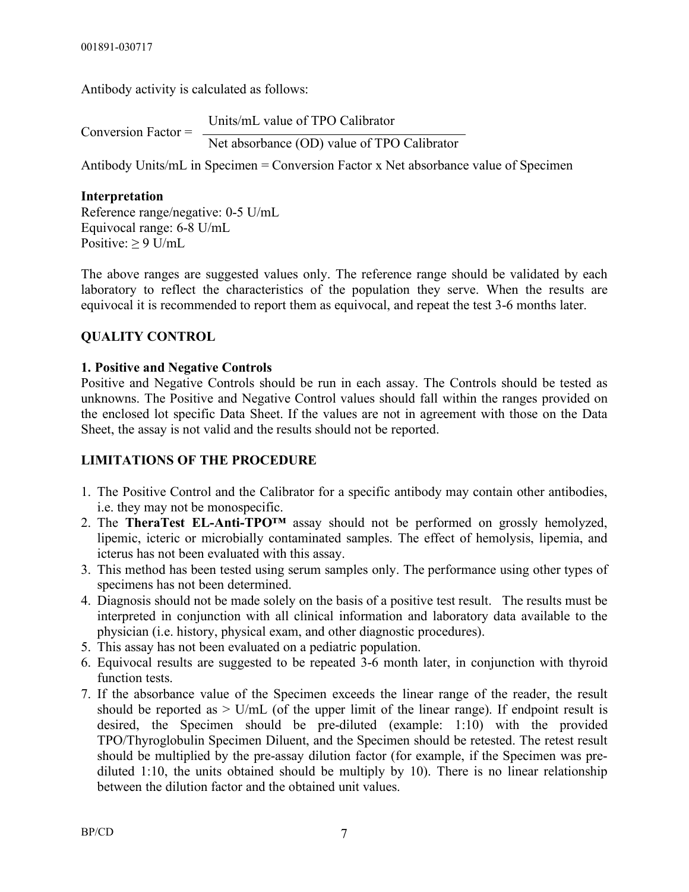Antibody activity is calculated as follows:

$$\text{Conversion Factor} = \frac{\text{Units/mL value of TPO Calibrator}}{\text{Net absorbance (OD) value of TPO Calibrator}}$$

Antibody Units/mL in Specimen = Conversion Factor x Net absorbance value of Specimen

**Interpretation**
Reference range/negative: 0-5 U/mL
Equivocal range: 6-8 U/mL
Positive: ≥ 9 U/mL

The above ranges are suggested values only. The reference range should be validated by each laboratory to reflect the characteristics of the population they serve. When the results are equivocal it is recommended to report them as equivocal, and repeat the test 3-6 months later.

## QUALITY CONTROL

### 1. Positive and Negative Controls

Positive and Negative Controls should be run in each assay. The Controls should be tested as unknowns. The Positive and Negative Control values should fall within the ranges provided on the enclosed lot specific Data Sheet. If the values are not in agreement with those on the Data Sheet, the assay is not valid and the results should not be reported.

## LIMITATIONS OF THE PROCEDURE

1. The Positive Control and the Calibrator for a specific antibody may contain other antibodies, i.e. they may not be monospecific.
2. The **TheraTest EL-Anti-TPO™** assay should not be performed on grossly hemolyzed, lipemic, icteric or microbially contaminated samples. The effect of hemolysis, lipemia, and icterus has not been evaluated with this assay.
3. This method has been tested using serum samples only. The performance using other types of specimens has not been determined.
4. Diagnosis should not be made solely on the basis of a positive test result. The results must be interpreted in conjunction with all clinical information and laboratory data available to the physician (i.e. history, physical exam, and other diagnostic procedures).
5. This assay has not been evaluated on a pediatric population.
6. Equivocal results are suggested to be repeated 3-6 month later, in conjunction with thyroid function tests.
7. If the absorbance value of the Specimen exceeds the linear range of the reader, the result should be reported as > U/mL (of the upper limit of the linear range). If endpoint result is desired, the Specimen should be pre-diluted (example: 1:10) with the provided TPO/Thyroglobulin Specimen Diluent, and the Specimen should be retested. The retest result should be multiplied by the pre-assay dilution factor (for example, if the Specimen was pre-diluted 1:10, the units obtained should be multiply by 10). There is no linear relationship between the dilution factor and the obtained unit values.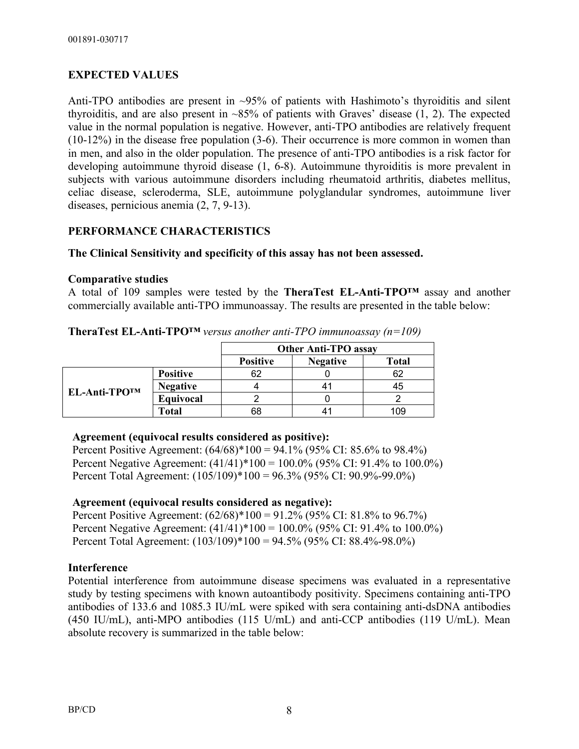## EXPECTED VALUES

Anti-TPO antibodies are present in ~95% of patients with Hashimoto's thyroiditis and silent thyroiditis, and are also present in ~85% of patients with Graves' disease (1, 2). The expected value in the normal population is negative. However, anti-TPO antibodies are relatively frequent (10-12%) in the disease free population (3-6). Their occurrence is more common in women than in men, and also in the older population. The presence of anti-TPO antibodies is a risk factor for developing autoimmune thyroid disease (1, 6-8). Autoimmune thyroiditis is more prevalent in subjects with various autoimmune disorders including rheumatoid arthritis, diabetes mellitus, celiac disease, scleroderma, SLE, autoimmune polyglandular syndromes, autoimmune liver diseases, pernicious anemia (2, 7, 9-13).

## PERFORMANCE CHARACTERISTICS

**The Clinical Sensitivity and specificity of this assay has not been assessed.**

### Comparative studies

A total of 109 samples were tested by the **TheraTest EL-Anti-TPO™** assay and another commercially available anti-TPO immunoassay. The results are presented in the table below:

**TheraTest EL-Anti-TPO™** *versus another anti-TPO immunoassay (n=109)*

| | | Other Anti-TPO assay | | |
|---|---|---|---|---|
| | | **Positive** | **Negative** | **Total** |
| **EL-Anti-TPO™** | **Positive** | 62 | 0 | 62 |
| | **Negative** | 4 | 41 | 45 |
| | **Equivocal** | 2 | 0 | 2 |
| | **Total** | 68 | 41 | 109 |

**Agreement (equivocal results considered as positive):**

Percent Positive Agreement: (64/68)*100 = 94.1% (95% CI: 85.6% to 98.4%)
Percent Negative Agreement: (41/41)*100 = 100.0% (95% CI: 91.4% to 100.0%)
Percent Total Agreement: (105/109)*100 = 96.3% (95% CI: 90.9%-99.0%)

**Agreement (equivocal results considered as negative):**

Percent Positive Agreement: (62/68)*100 = 91.2% (95% CI: 81.8% to 96.7%)
Percent Negative Agreement: (41/41)*100 = 100.0% (95% CI: 91.4% to 100.0%)
Percent Total Agreement: (103/109)*100 = 94.5% (95% CI: 88.4%-98.0%)

### Interference

Potential interference from autoimmune disease specimens was evaluated in a representative study by testing specimens with known autoantibody positivity. Specimens containing anti-TPO antibodies of 133.6 and 1085.3 IU/mL were spiked with sera containing anti-dsDNA antibodies (450 IU/mL), anti-MPO antibodies (115 U/mL) and anti-CCP antibodies (119 U/mL). Mean absolute recovery is summarized in the table below: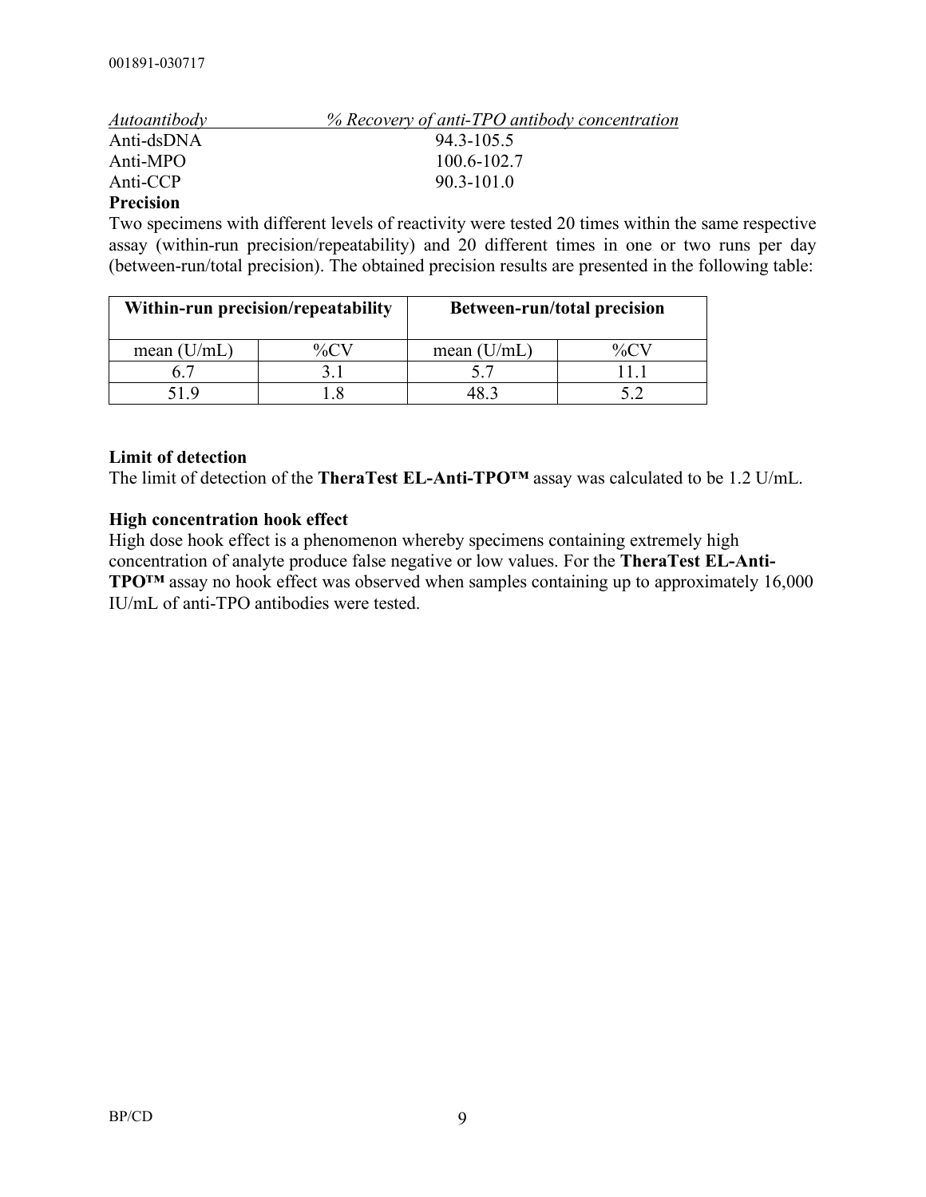| *Autoantibody* | *% Recovery of anti-TPO antibody concentration* |
|---|---|
| Anti-dsDNA | 94.3-105.5 |
| Anti-MPO | 100.6-102.7 |
| Anti-CCP | 90.3-101.0 |

**Precision**

Two specimens with different levels of reactivity were tested 20 times within the same respective assay (within-run precision/repeatability) and 20 different times in one or two runs per day (between-run/total precision). The obtained precision results are presented in the following table:

| Within-run precision/repeatability | | Between-run/total precision | |
|---|---|---|---|
| mean (U/mL) | %CV | mean (U/mL) | %CV |
| 6.7 | 3.1 | 5.7 | 11.1 |
| 51.9 | 1.8 | 48.3 | 5.2 |

**Limit of detection**

The limit of detection of the **TheraTest EL-Anti-TPO™** assay was calculated to be 1.2 U/mL.

**High concentration hook effect**

High dose hook effect is a phenomenon whereby specimens containing extremely high concentration of analyte produce false negative or low values. For the **TheraTest EL-Anti-TPO™** assay no hook effect was observed when samples containing up to approximately 16,000 IU/mL of anti-TPO antibodies were tested.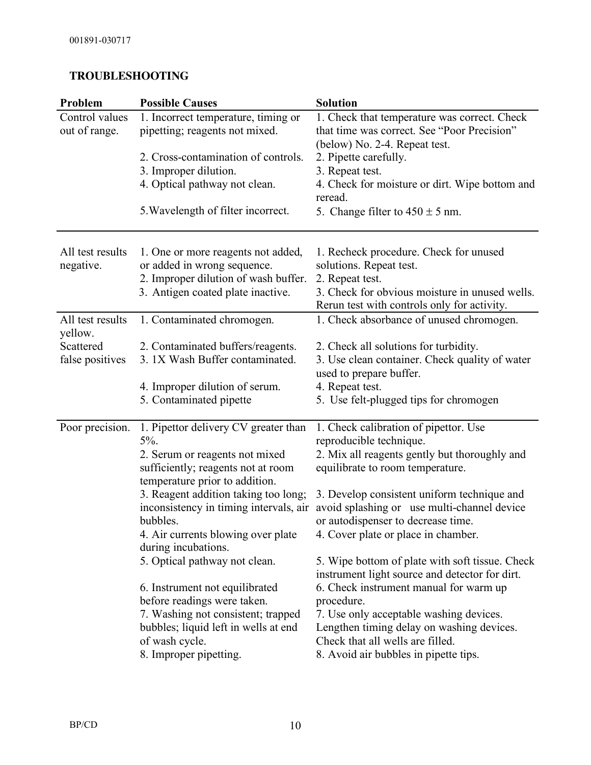## TROUBLESHOOTING

| Problem | Possible Causes | Solution |
|---|---|---|
| Control values out of range. | 1. Incorrect temperature, timing or pipetting; reagents not mixed. | 1. Check that temperature was correct. Check that time was correct. See "Poor Precision" (below) No. 2-4. Repeat test. |
| | 2. Cross-contamination of controls. | 2. Pipette carefully. |
| | 3. Improper dilution. | 3. Repeat test. |
| | 4. Optical pathway not clean. | 4. Check for moisture or dirt. Wipe bottom and reread. |
| | 5.Wavelength of filter incorrect. | 5. Change filter to 450 ± 5 nm. |
| All test results negative. | 1. One or more reagents not added, or added in wrong sequence. | 1. Recheck procedure. Check for unused solutions. Repeat test. |
| | 2. Improper dilution of wash buffer. | 2. Repeat test. |
| | 3. Antigen coated plate inactive. | 3. Check for obvious moisture in unused wells. Rerun test with controls only for activity. |
| All test results yellow. | 1. Contaminated chromogen. | 1. Check absorbance of unused chromogen. |
| Scattered false positives | 2. Contaminated buffers/reagents. | 2. Check all solutions for turbidity. |
| | 3. 1X Wash Buffer contaminated. | 3. Use clean container. Check quality of water used to prepare buffer. |
| | 4. Improper dilution of serum. | 4. Repeat test. |
| | 5. Contaminated pipette | 5. Use felt-plugged tips for chromogen |
| Poor precision. | 1. Pipettor delivery CV greater than 5%. | 1. Check calibration of pipettor. Use reproducible technique. |
| | 2. Serum or reagents not mixed sufficiently; reagents not at room temperature prior to addition. | 2. Mix all reagents gently but thoroughly and equilibrate to room temperature. |
| | 3. Reagent addition taking too long; inconsistency in timing intervals, air bubbles. | 3. Develop consistent uniform technique and avoid splashing or use multi-channel device or autodispenser to decrease time. |
| | 4. Air currents blowing over plate during incubations. | 4. Cover plate or place in chamber. |
| | 5. Optical pathway not clean. | 5. Wipe bottom of plate with soft tissue. Check instrument light source and detector for dirt. |
| | 6. Instrument not equilibrated before readings were taken. | 6. Check instrument manual for warm up procedure. |
| | 7. Washing not consistent; trapped bubbles; liquid left in wells at end of wash cycle. | 7. Use only acceptable washing devices. Lengthen timing delay on washing devices. Check that all wells are filled. |
| | 8. Improper pipetting. | 8. Avoid air bubbles in pipette tips. |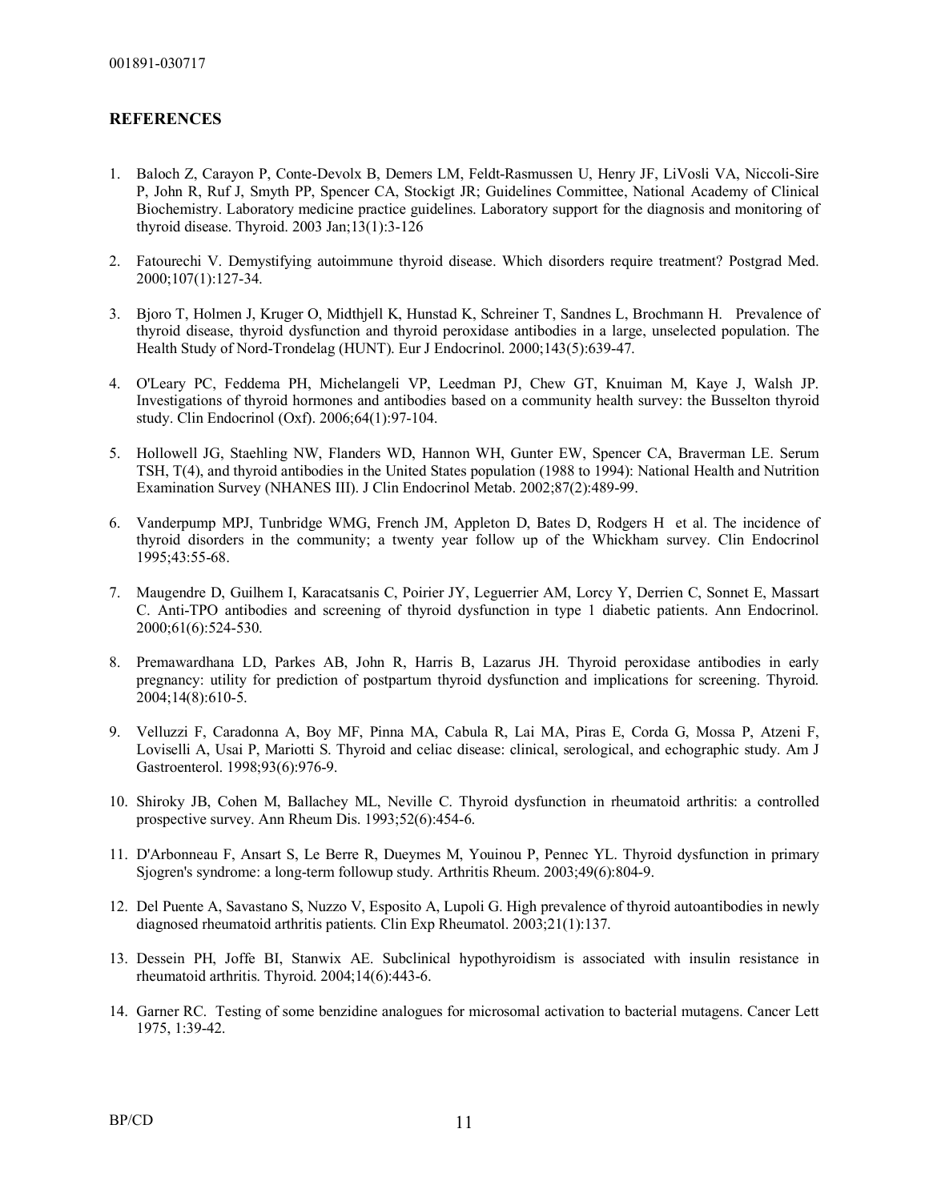## REFERENCES

1. Baloch Z, Carayon P, Conte-Devolx B, Demers LM, Feldt-Rasmussen U, Henry JF, LiVosli VA, Niccoli-Sire P, John R, Ruf J, Smyth PP, Spencer CA, Stockigt JR; Guidelines Committee, National Academy of Clinical Biochemistry. Laboratory medicine practice guidelines. Laboratory support for the diagnosis and monitoring of thyroid disease. Thyroid. 2003 Jan;13(1):3-126

2. Fatourechi V. Demystifying autoimmune thyroid disease. Which disorders require treatment? Postgrad Med. 2000;107(1):127-34.

3. Bjoro T, Holmen J, Kruger O, Midthjell K, Hunstad K, Schreiner T, Sandnes L, Brochmann H. Prevalence of thyroid disease, thyroid dysfunction and thyroid peroxidase antibodies in a large, unselected population. The Health Study of Nord-Trondelag (HUNT). Eur J Endocrinol. 2000;143(5):639-47.

4. O'Leary PC, Feddema PH, Michelangeli VP, Leedman PJ, Chew GT, Knuiman M, Kaye J, Walsh JP. Investigations of thyroid hormones and antibodies based on a community health survey: the Busselton thyroid study. Clin Endocrinol (Oxf). 2006;64(1):97-104.

5. Hollowell JG, Staehling NW, Flanders WD, Hannon WH, Gunter EW, Spencer CA, Braverman LE. Serum TSH, T(4), and thyroid antibodies in the United States population (1988 to 1994): National Health and Nutrition Examination Survey (NHANES III). J Clin Endocrinol Metab. 2002;87(2):489-99.

6. Vanderpump MPJ, Tunbridge WMG, French JM, Appleton D, Bates D, Rodgers H et al. The incidence of thyroid disorders in the community; a twenty year follow up of the Whickham survey. Clin Endocrinol 1995;43:55-68.

7. Maugendre D, Guilhem I, Karacatsanis C, Poirier JY, Leguerrier AM, Lorcy Y, Derrien C, Sonnet E, Massart C. Anti-TPO antibodies and screening of thyroid dysfunction in type 1 diabetic patients. Ann Endocrinol. 2000;61(6):524-530.

8. Premawardhana LD, Parkes AB, John R, Harris B, Lazarus JH. Thyroid peroxidase antibodies in early pregnancy: utility for prediction of postpartum thyroid dysfunction and implications for screening. Thyroid. 2004;14(8):610-5.

9. Velluzzi F, Caradonna A, Boy MF, Pinna MA, Cabula R, Lai MA, Piras E, Corda G, Mossa P, Atzeni F, Loviselli A, Usai P, Mariotti S. Thyroid and celiac disease: clinical, serological, and echographic study. Am J Gastroenterol. 1998;93(6):976-9.

10. Shiroky JB, Cohen M, Ballachey ML, Neville C. Thyroid dysfunction in rheumatoid arthritis: a controlled prospective survey. Ann Rheum Dis. 1993;52(6):454-6.

11. D'Arbonneau F, Ansart S, Le Berre R, Dueymes M, Youinou P, Pennec YL. Thyroid dysfunction in primary Sjogren's syndrome: a long-term followup study. Arthritis Rheum. 2003;49(6):804-9.

12. Del Puente A, Savastano S, Nuzzo V, Esposito A, Lupoli G. High prevalence of thyroid autoantibodies in newly diagnosed rheumatoid arthritis patients. Clin Exp Rheumatol. 2003;21(1):137.

13. Dessein PH, Joffe BI, Stanwix AE. Subclinical hypothyroidism is associated with insulin resistance in rheumatoid arthritis. Thyroid. 2004;14(6):443-6.

14. Garner RC. Testing of some benzidine analogues for microsomal activation to bacterial mutagens. Cancer Lett 1975, 1:39-42.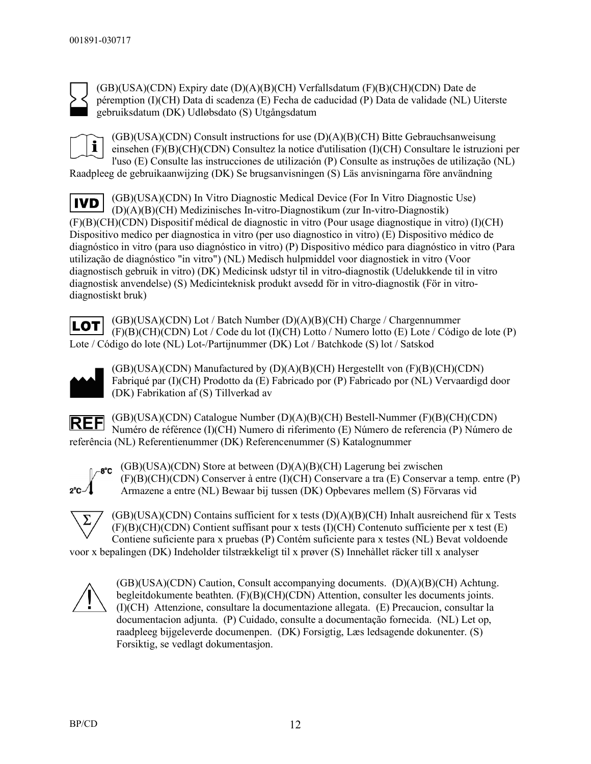(GB)(USA)(CDN) Expiry date (D)(A)(B)(CH) Verfallsdatum (F)(B)(CH)(CDN) Date de péremption (I)(CH) Data di scadenza (E) Fecha de caducidad (P) Data de validade (NL) Uiterste gebruiksdatum (DK) Udløbsdato (S) Utgångsdatum

(GB)(USA)(CDN) Consult instructions for use (D)(A)(B)(CH) Bitte Gebrauchsanweisung einsehen (F)(B)(CH)(CDN) Consultez la notice d'utilisation (I)(CH) Consultare le istruzioni per l'uso (E) Consulte las instrucciones de utilización (P) Consulte as instruções de utilização (NL) Raadpleeg de gebruikaanwijzing (DK) Se brugsanvisningen (S) Läs anvisningarna före användning

IVD (GB)(USA)(CDN) In Vitro Diagnostic Medical Device (For In Vitro Diagnostic Use) (D)(A)(B)(CH) Medizinisches In-vitro-Diagnostikum (zur In-vitro-Diagnostik) (F)(B)(CH)(CDN) Dispositif médical de diagnostic in vitro (Pour usage diagnostique in vitro) (I)(CH) Dispositivo medico per diagnostica in vitro (per uso diagnostico in vitro) (E) Dispositivo médico de diagnóstico in vitro (para uso diagnóstico in vitro) (P) Dispositivo médico para diagnóstico in vitro (Para utilização de diagnóstico "in vitro") (NL) Medisch hulpmiddel voor diagnostiek in vitro (Voor diagnostisch gebruik in vitro) (DK) Medicinsk udstyr til in vitro-diagnostik (Udelukkende til in vitro diagnostisk anvendelse) (S) Medicinteknisk produkt avsedd för in vitro-diagnostik (För in vitro-diagnostiskt bruk)

LOT (GB)(USA)(CDN) Lot / Batch Number (D)(A)(B)(CH) Charge / Chargennummer (F)(B)(CH)(CDN) Lot / Code du lot (I)(CH) Lotto / Numero lotto (E) Lote / Código de lote (P) Lote / Código do lote (NL) Lot-/Partijnummer (DK) Lot / Batchkode (S) lot / Satskod

(GB)(USA)(CDN) Manufactured by (D)(A)(B)(CH) Hergestellt von (F)(B)(CH)(CDN) Fabriqué par (I)(CH) Prodotto da (E) Fabricado por (P) Fabricado por (NL) Vervaardigd door (DK) Fabrikation af (S) Tillverkad av

REF (GB)(USA)(CDN) Catalogue Number (D)(A)(B)(CH) Bestell-Nummer (F)(B)(CH)(CDN) Numéro de référence (I)(CH) Numero di riferimento (E) Número de referencia (P) Número de referência (NL) Referentienummer (DK) Referencenummer (S) Katalognummer

2°C – 8°C (GB)(USA)(CDN) Store at between (D)(A)(B)(CH) Lagerung bei zwischen (F)(B)(CH)(CDN) Conserver à entre (I)(CH) Conservare a tra (E) Conservar a temp. entre (P) Armazene a entre (NL) Bewaar bij tussen (DK) Opbevares mellem (S) Förvaras vid

Σ (GB)(USA)(CDN) Contains sufficient for x tests (D)(A)(B)(CH) Inhalt ausreichend für x Tests (F)(B)(CH)(CDN) Contient suffisant pour x tests (I)(CH) Contenuto sufficiente per x test (E) Contiene suficiente para x pruebas (P) Contém suficiente para x testes (NL) Bevat voldoende voor x bepalingen (DK) Indeholder tilstrækkeligt til x prøver (S) Innehållet räcker till x analyser

(GB)(USA)(CDN) Caution, Consult accompanying documents. (D)(A)(B)(CH) Achtung. begleitdokumente beathten. (F)(B)(CH)(CDN) Attention, consulter les documents joints. (I)(CH) Attenzione, consultare la documentazione allegata. (E) Precaucion, consultar la documentacion adjunta. (P) Cuidado, consulte a documentação fornecida. (NL) Let op, raadpleeg bijgeleverde documenpen. (DK) Forsigtig, Læs ledsagende dokunenter. (S) Forsiktig, se vedlagt dokumentasjon.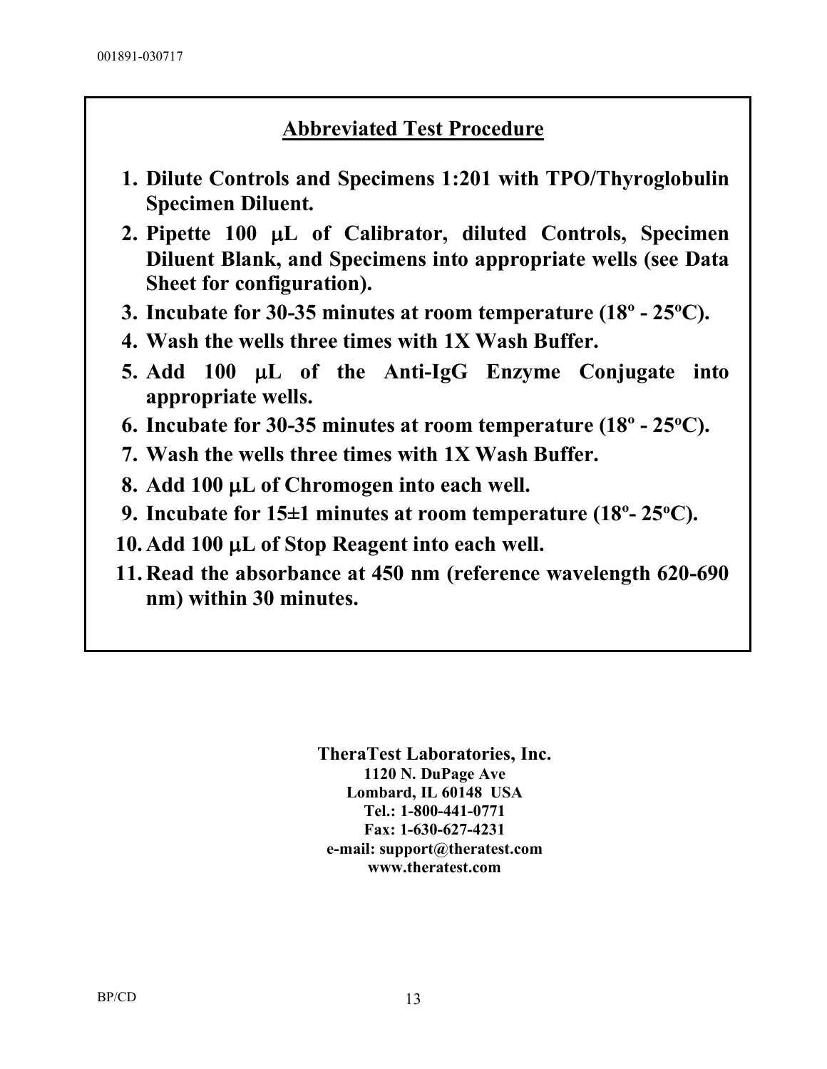## Abbreviated Test Procedure

1. **Dilute Controls and Specimens 1:201 with TPO/Thyroglobulin Specimen Diluent.**
2. **Pipette 100 μL of Calibrator, diluted Controls, Specimen Diluent Blank, and Specimens into appropriate wells (see Data Sheet for configuration).**
3. **Incubate for 30-35 minutes at room temperature (18º - 25ºC).**
4. **Wash the wells three times with 1X Wash Buffer.**
5. **Add 100 μL of the Anti-IgG Enzyme Conjugate into appropriate wells.**
6. **Incubate for 30-35 minutes at room temperature (18º - 25ºC).**
7. **Wash the wells three times with 1X Wash Buffer.**
8. **Add 100 μL of Chromogen into each well.**
9. **Incubate for 15±1 minutes at room temperature (18º- 25ºC).**
10. **Add 100 μL of Stop Reagent into each well.**
11. **Read the absorbance at 450 nm (reference wavelength 620-690 nm) within 30 minutes.**

**TheraTest Laboratories, Inc.**
**1120 N. DuPage Ave**
**Lombard, IL 60148 USA**
**Tel.: 1-800-441-0771**
**Fax: 1-630-627-4231**
**e-mail: support@theratest.com**
**www.theratest.com**